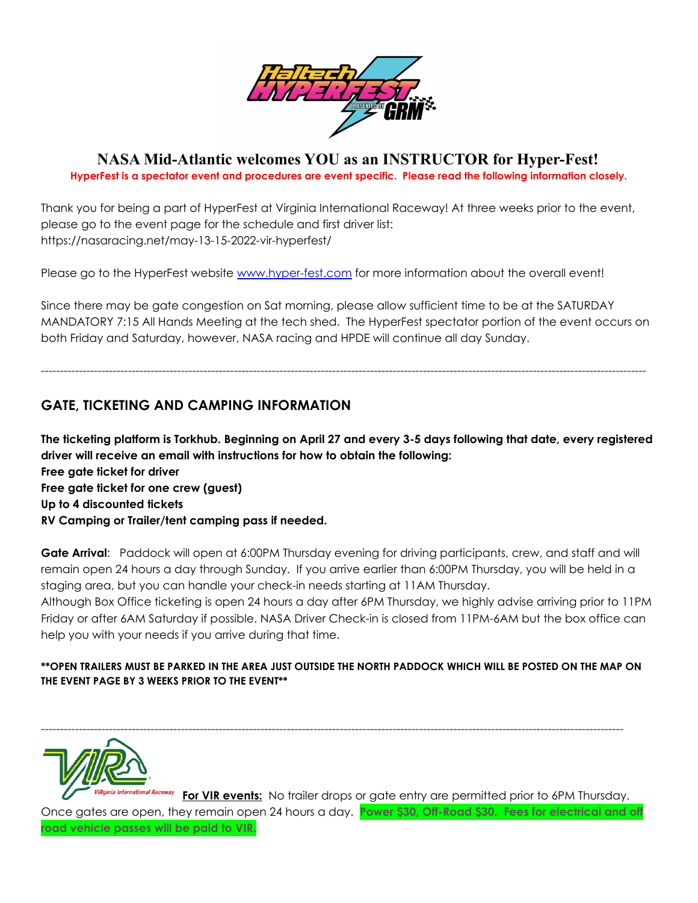# NASA Mid-Atlantic welcomes YOU as an INSTRUCTOR for Hyper-Fest!

**HyperFest is a spectator event and procedures are event specific. Please read the following information closely.**

Thank you for being a part of HyperFest at Virginia International Raceway! At three weeks prior to the event, please go to the event page for the schedule and first driver list: https://nasaracing.net/may-13-15-2022-vir-hyperfest/

Please go to the HyperFest website www.hyper-fest.com for more information about the overall event!

Since there may be gate congestion on Sat morning, please allow sufficient time to be at the SATURDAY MANDATORY 7:15 All Hands Meeting at the tech shed. The HyperFest spectator portion of the event occurs on both Friday and Saturday, however, NASA racing and HPDE will continue all day Sunday.

---

## GATE, TICKETING AND CAMPING INFORMATION

**The ticketing platform is Torkhub. Beginning on April 27 and every 3-5 days following that date, every registered driver will receive an email with instructions for how to obtain the following:**
**Free gate ticket for driver**
**Free gate ticket for one crew (guest)**
**Up to 4 discounted tickets**
**RV Camping or Trailer/tent camping pass if needed.**

**Gate Arrival**: Paddock will open at 6:00PM Thursday evening for driving participants, crew, and staff and will remain open 24 hours a day through Sunday. If you arrive earlier than 6:00PM Thursday, you will be held in a staging area, but you can handle your check-in needs starting at 11AM Thursday.
Although Box Office ticketing is open 24 hours a day after 6PM Thursday, we highly advise arriving prior to 11PM Friday or after 6AM Saturday if possible. NASA Driver Check-in is closed from 11PM-6AM but the box office can help you with your needs if you arrive during that time.

****OPEN TRAILERS MUST BE PARKED IN THE AREA JUST OUTSIDE THE NORTH PADDOCK WHICH WILL BE POSTED ON THE MAP ON THE EVENT PAGE BY 3 WEEKS PRIOR TO THE EVENT****

---

**For VIR events:** No trailer drops or gate entry are permitted prior to 6PM Thursday. Once gates are open, they remain open 24 hours a day. **Power $30, Off-Road $30. Fees for electrical and off road vehicle passes will be paid to VIR.**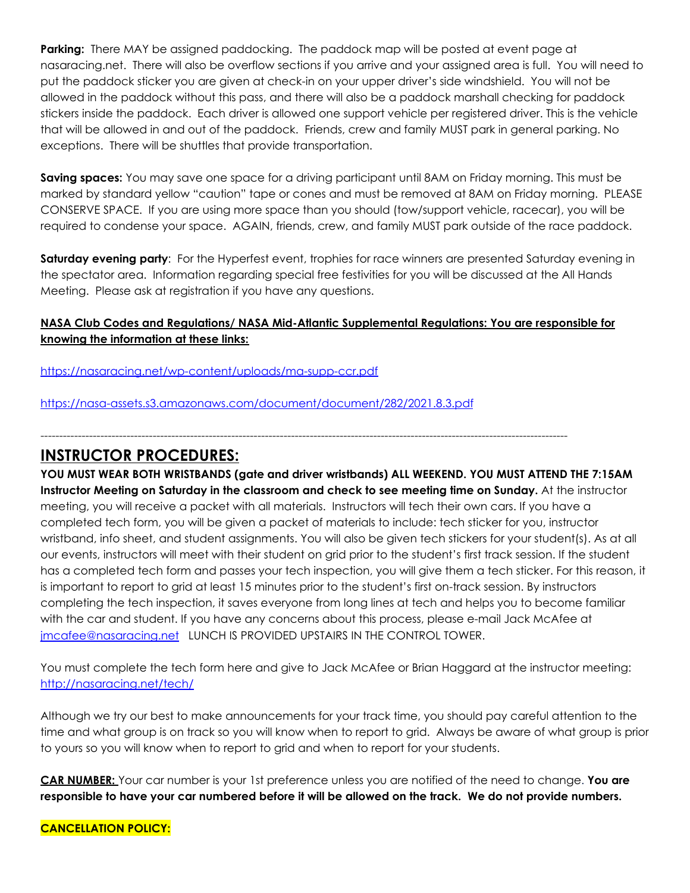**Parking:** There MAY be assigned paddocking. The paddock map will be posted at event page at nasaracing.net. There will also be overflow sections if you arrive and your assigned area is full. You will need to put the paddock sticker you are given at check-in on your upper driver's side windshield. You will not be allowed in the paddock without this pass, and there will also be a paddock marshall checking for paddock stickers inside the paddock. Each driver is allowed one support vehicle per registered driver. This is the vehicle that will be allowed in and out of the paddock. Friends, crew and family MUST park in general parking. No exceptions. There will be shuttles that provide transportation.

**Saving spaces:** You may save one space for a driving participant until 8AM on Friday morning. This must be marked by standard yellow "caution" tape or cones and must be removed at 8AM on Friday morning. PLEASE CONSERVE SPACE. If you are using more space than you should (tow/support vehicle, racecar), you will be required to condense your space. AGAIN, friends, crew, and family MUST park outside of the race paddock.

**Saturday evening party**: For the Hyperfest event, trophies for race winners are presented Saturday evening in the spectator area. Information regarding special free festivities for you will be discussed at the All Hands Meeting. Please ask at registration if you have any questions.

**NASA Club Codes and Regulations/ NASA Mid-Atlantic Supplemental Regulations: You are responsible for knowing the information at these links:**

https://nasaracing.net/wp-content/uploads/ma-supp-ccr.pdf

https://nasa-assets.s3.amazonaws.com/document/document/282/2021.8.3.pdf

---

## INSTRUCTOR PROCEDURES:

**YOU MUST WEAR BOTH WRISTBANDS (gate and driver wristbands) ALL WEEKEND. YOU MUST ATTEND THE 7:15AM Instructor Meeting on Saturday in the classroom and check to see meeting time on Sunday.** At the instructor meeting, you will receive a packet with all materials. Instructors will tech their own cars. If you have a completed tech form, you will be given a packet of materials to include: tech sticker for you, instructor wristband, info sheet, and student assignments. You will also be given tech stickers for your student(s). As at all our events, instructors will meet with their student on grid prior to the student's first track session. If the student has a completed tech form and passes your tech inspection, you will give them a tech sticker. For this reason, it is important to report to grid at least 15 minutes prior to the student's first on-track session. By instructors completing the tech inspection, it saves everyone from long lines at tech and helps you to become familiar with the car and student. If you have any concerns about this process, please e-mail Jack McAfee at jmcafee@nasaracing.net LUNCH IS PROVIDED UPSTAIRS IN THE CONTROL TOWER.

You must complete the tech form here and give to Jack McAfee or Brian Haggard at the instructor meeting: http://nasaracing.net/tech/

Although we try our best to make announcements for your track time, you should pay careful attention to the time and what group is on track so you will know when to report to grid. Always be aware of what group is prior to yours so you will know when to report to grid and when to report for your students.

**CAR NUMBER:** Your car number is your 1st preference unless you are notified of the need to change. **You are responsible to have your car numbered before it will be allowed on the track. We do not provide numbers.**

**CANCELLATION POLICY:**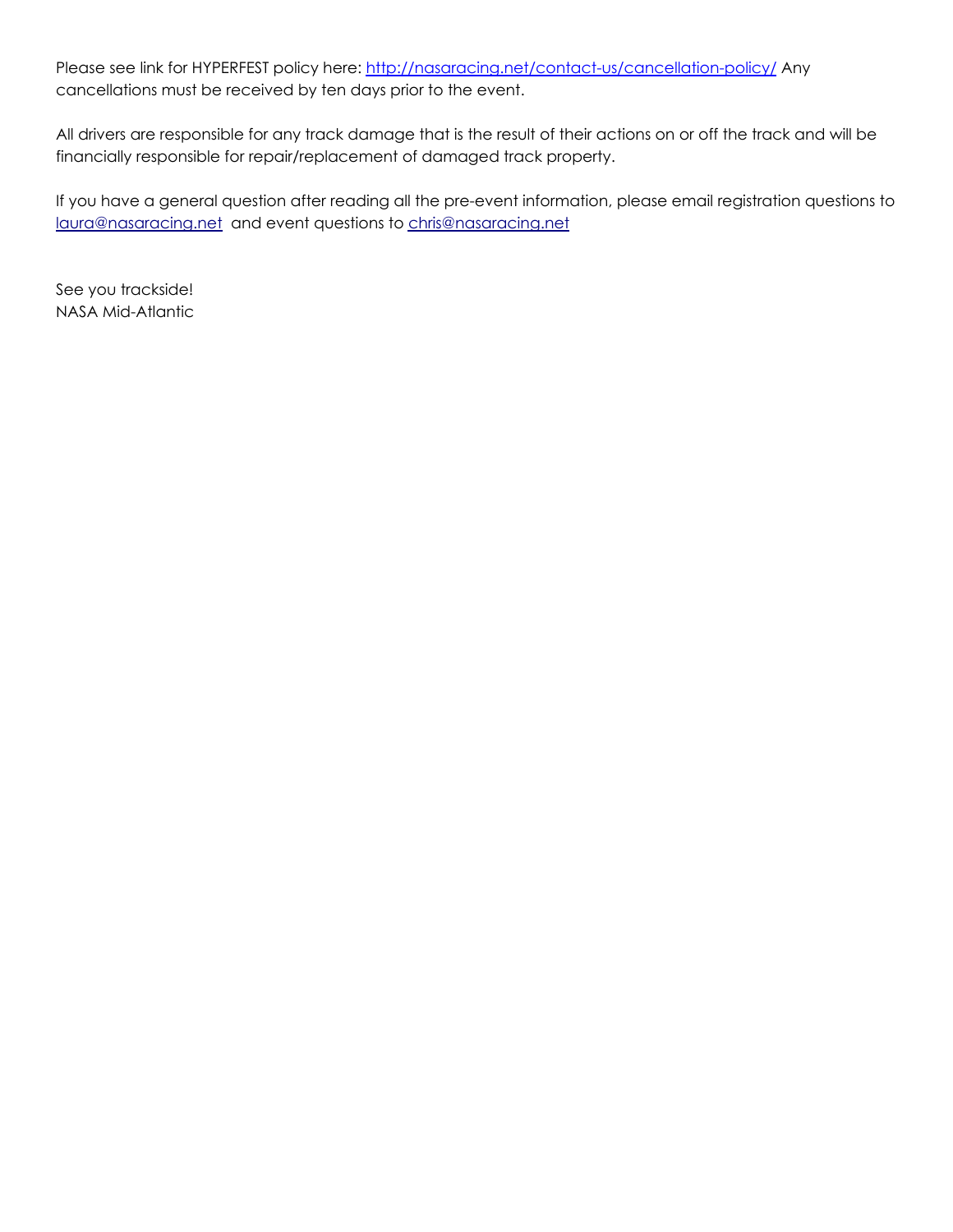Please see link for HYPERFEST policy here: http://nasaracing.net/contact-us/cancellation-policy/ Any cancellations must be received by ten days prior to the event.

All drivers are responsible for any track damage that is the result of their actions on or off the track and will be financially responsible for repair/replacement of damaged track property.

If you have a general question after reading all the pre-event information, please email registration questions to laura@nasaracing.net and event questions to chris@nasaracing.net

See you trackside!
NASA Mid-Atlantic